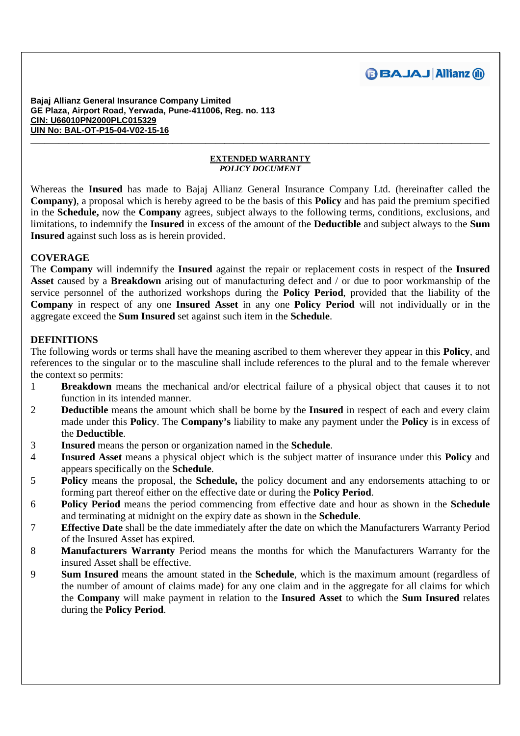**Bajaj Allianz General Insurance Company Limited**
**GE Plaza, Airport Road, Yerwada, Pune-411006, Reg. no. 113**
**CIN: U66010PN2000PLC015329**
**UIN No: BAL-OT-P15-04-V02-15-16**

---

**EXTENDED WARRANTY**
***POLICY DOCUMENT***

Whereas the **Insured** has made to Bajaj Allianz General Insurance Company Ltd. (hereinafter called the **Company)**, a proposal which is hereby agreed to be the basis of this **Policy** and has paid the premium specified in the **Schedule,** now the **Company** agrees, subject always to the following terms, conditions, exclusions, and limitations, to indemnify the **Insured** in excess of the amount of the **Deductible** and subject always to the **Sum Insured** against such loss as is herein provided.

## COVERAGE

The **Company** will indemnify the **Insured** against the repair or replacement costs in respect of the **Insured Asset** caused by a **Breakdown** arising out of manufacturing defect and / or due to poor workmanship of the service personnel of the authorized workshops during the **Policy Period**, provided that the liability of the **Company** in respect of any one **Insured Asset** in any one **Policy Period** will not individually or in the aggregate exceed the **Sum Insured** set against such item in the **Schedule**.

## DEFINITIONS

The following words or terms shall have the meaning ascribed to them wherever they appear in this **Policy**, and references to the singular or to the masculine shall include references to the plural and to the female wherever the context so permits:

1. **Breakdown** means the mechanical and/or electrical failure of a physical object that causes it to not function in its intended manner.
2. **Deductible** means the amount which shall be borne by the **Insured** in respect of each and every claim made under this **Policy**. The **Company's** liability to make any payment under the **Policy** is in excess of the **Deductible**.
3. **Insured** means the person or organization named in the **Schedule**.
4. **Insured Asset** means a physical object which is the subject matter of insurance under this **Policy** and appears specifically on the **Schedule**.
5. **Policy** means the proposal, the **Schedule,** the policy document and any endorsements attaching to or forming part thereof either on the effective date or during the **Policy Period**.
6. **Policy Period** means the period commencing from effective date and hour as shown in the **Schedule** and terminating at midnight on the expiry date as shown in the **Schedule**.
7. **Effective Date** shall be the date immediately after the date on which the Manufacturers Warranty Period of the Insured Asset has expired.
8. **Manufacturers Warranty** Period means the months for which the Manufacturers Warranty for the insured Asset shall be effective.
9. **Sum Insured** means the amount stated in the **Schedule**, which is the maximum amount (regardless of the number of amount of claims made) for any one claim and in the aggregate for all claims for which the **Company** will make payment in relation to the **Insured Asset** to which the **Sum Insured** relates during the **Policy Period**.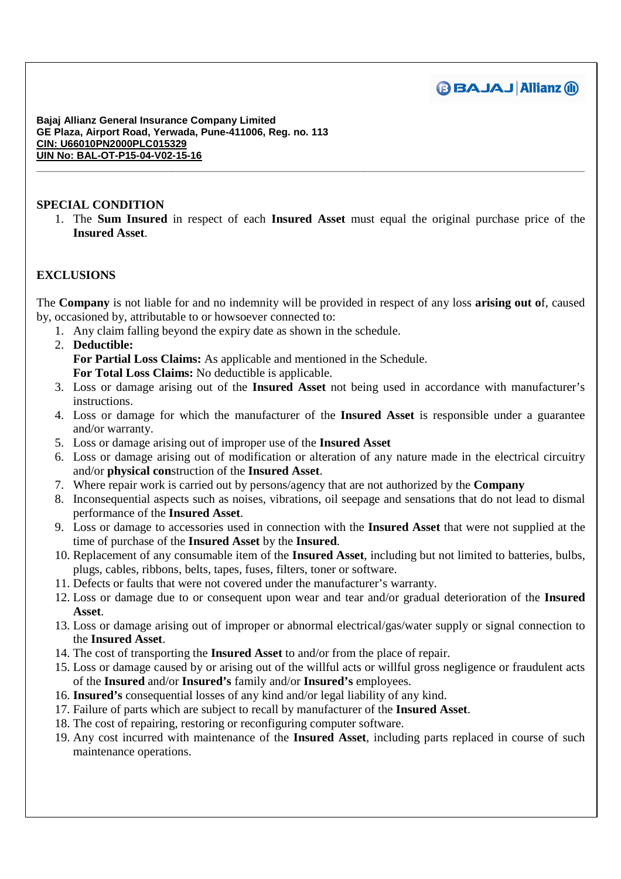**Bajaj Allianz General Insurance Company Limited**
**GE Plaza, Airport Road, Yerwada, Pune-411006, Reg. no. 113**
**CIN: U66010PN2000PLC015329**
**UIN No: BAL-OT-P15-04-V02-15-16**

---

## SPECIAL CONDITION

1. The **Sum Insured** in respect of each **Insured Asset** must equal the original purchase price of the **Insured Asset**.

## EXCLUSIONS

The **Company** is not liable for and no indemnity will be provided in respect of any loss **arising out o**f, caused by, occasioned by, attributable to or howsoever connected to:

1. Any claim falling beyond the expiry date as shown in the schedule.
2. **Deductible:**
   **For Partial Loss Claims:** As applicable and mentioned in the Schedule.
   **For Total Loss Claims:** No deductible is applicable.
3. Loss or damage arising out of the **Insured Asset** not being used in accordance with manufacturer's instructions.
4. Loss or damage for which the manufacturer of the **Insured Asset** is responsible under a guarantee and/or warranty.
5. Loss or damage arising out of improper use of the **Insured Asset**
6. Loss or damage arising out of modification or alteration of any nature made in the electrical circuitry and/or **physical con**struction of the **Insured Asset**.
7. Where repair work is carried out by persons/agency that are not authorized by the **Company**
8. Inconsequential aspects such as noises, vibrations, oil seepage and sensations that do not lead to dismal performance of the **Insured Asset**.
9. Loss or damage to accessories used in connection with the **Insured Asset** that were not supplied at the time of purchase of the **Insured Asset** by the **Insured**.
10. Replacement of any consumable item of the **Insured Asset**, including but not limited to batteries, bulbs, plugs, cables, ribbons, belts, tapes, fuses, filters, toner or software.
11. Defects or faults that were not covered under the manufacturer's warranty.
12. Loss or damage due to or consequent upon wear and tear and/or gradual deterioration of the **Insured Asset**.
13. Loss or damage arising out of improper or abnormal electrical/gas/water supply or signal connection to the **Insured Asset**.
14. The cost of transporting the **Insured Asset** to and/or from the place of repair.
15. Loss or damage caused by or arising out of the willful acts or willful gross negligence or fraudulent acts of the **Insured** and/or **Insured's** family and/or **Insured's** employees.
16. **Insured's** consequential losses of any kind and/or legal liability of any kind.
17. Failure of parts which are subject to recall by manufacturer of the **Insured Asset**.
18. The cost of repairing, restoring or reconfiguring computer software.
19. Any cost incurred with maintenance of the **Insured Asset**, including parts replaced in course of such maintenance operations.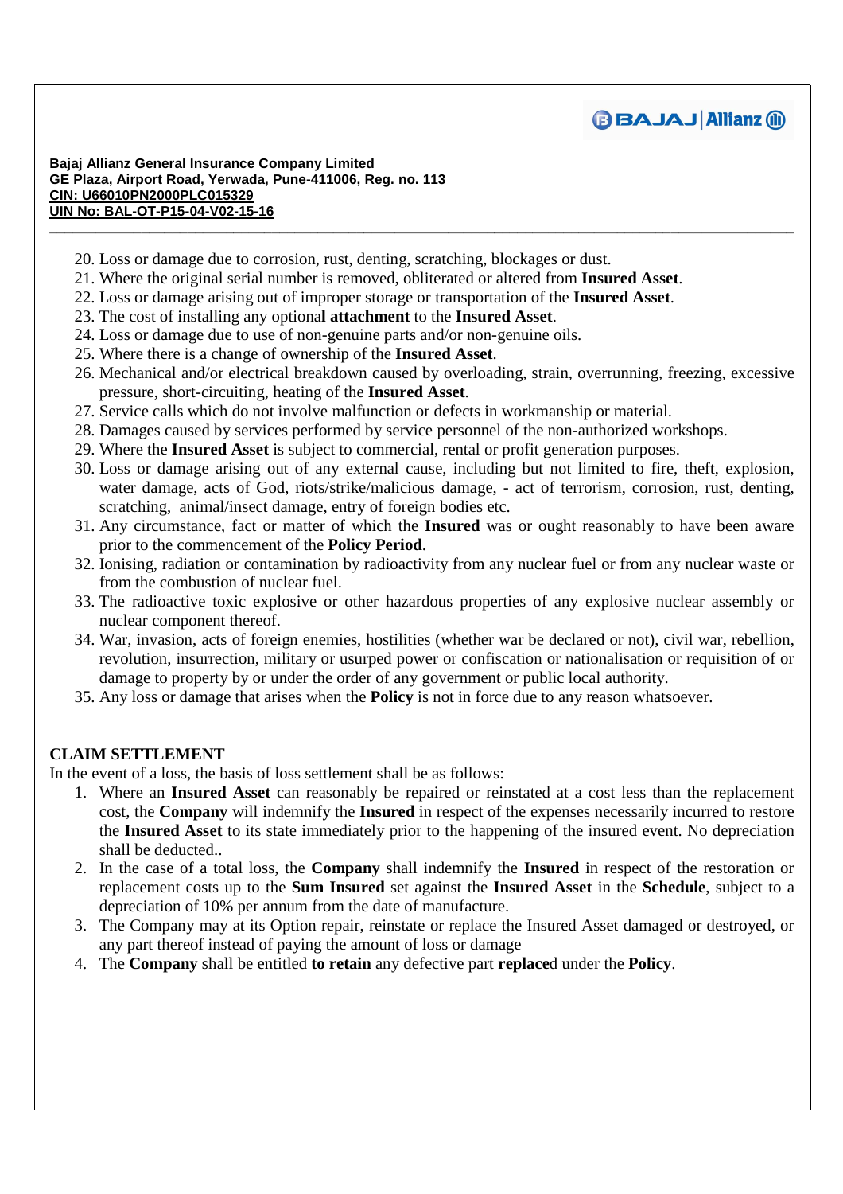20. Loss or damage due to corrosion, rust, denting, scratching, blockages or dust.
21. Where the original serial number is removed, obliterated or altered from **Insured Asset**.
22. Loss or damage arising out of improper storage or transportation of the **Insured Asset**.
23. The cost of installing any optiona**l attachment** to the **Insured Asset**.
24. Loss or damage due to use of non-genuine parts and/or non-genuine oils.
25. Where there is a change of ownership of the **Insured Asset**.
26. Mechanical and/or electrical breakdown caused by overloading, strain, overrunning, freezing, excessive pressure, short-circuiting, heating of the **Insured Asset**.
27. Service calls which do not involve malfunction or defects in workmanship or material.
28. Damages caused by services performed by service personnel of the non-authorized workshops.
29. Where the **Insured Asset** is subject to commercial, rental or profit generation purposes.
30. Loss or damage arising out of any external cause, including but not limited to fire, theft, explosion, water damage, acts of God, riots/strike/malicious damage, - act of terrorism, corrosion, rust, denting, scratching, animal/insect damage, entry of foreign bodies etc.
31. Any circumstance, fact or matter of which the **Insured** was or ought reasonably to have been aware prior to the commencement of the **Policy Period**.
32. Ionising, radiation or contamination by radioactivity from any nuclear fuel or from any nuclear waste or from the combustion of nuclear fuel.
33. The radioactive toxic explosive or other hazardous properties of any explosive nuclear assembly or nuclear component thereof.
34. War, invasion, acts of foreign enemies, hostilities (whether war be declared or not), civil war, rebellion, revolution, insurrection, military or usurped power or confiscation or nationalisation or requisition of or damage to property by or under the order of any government or public local authority.
35. Any loss or damage that arises when the **Policy** is not in force due to any reason whatsoever.

## CLAIM SETTLEMENT

In the event of a loss, the basis of loss settlement shall be as follows:

1. Where an **Insured Asset** can reasonably be repaired or reinstated at a cost less than the replacement cost, the **Company** will indemnify the **Insured** in respect of the expenses necessarily incurred to restore the **Insured Asset** to its state immediately prior to the happening of the insured event. No depreciation shall be deducted..
2. In the case of a total loss, the **Company** shall indemnify the **Insured** in respect of the restoration or replacement costs up to the **Sum Insured** set against the **Insured Asset** in the **Schedule**, subject to a depreciation of 10% per annum from the date of manufacture.
3. The Company may at its Option repair, reinstate or replace the Insured Asset damaged or destroyed, or any part thereof instead of paying the amount of loss or damage
4. The **Company** shall be entitled **to retain** any defective part **replace**d under the **Policy**.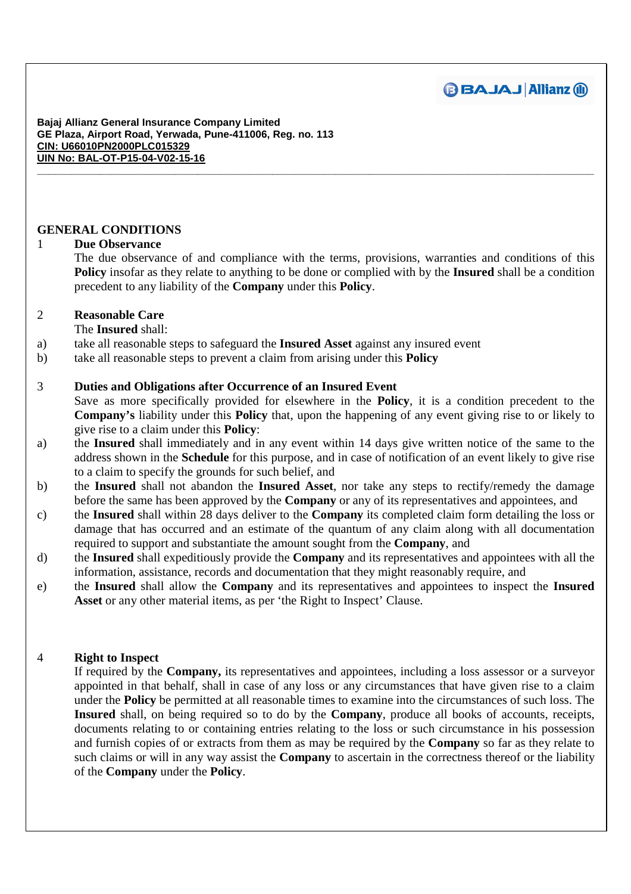## GENERAL CONDITIONS

### 1 Due Observance

The due observance of and compliance with the terms, provisions, warranties and conditions of this **Policy** insofar as they relate to anything to be done or complied with by the **Insured** shall be a condition precedent to any liability of the **Company** under this **Policy**.

### 2 Reasonable Care

The **Insured** shall:

a) take all reasonable steps to safeguard the **Insured Asset** against any insured event

b) take all reasonable steps to prevent a claim from arising under this **Policy**

### 3 Duties and Obligations after Occurrence of an Insured Event

Save as more specifically provided for elsewhere in the **Policy**, it is a condition precedent to the **Company's** liability under this **Policy** that, upon the happening of any event giving rise to or likely to give rise to a claim under this **Policy**:

a) the **Insured** shall immediately and in any event within 14 days give written notice of the same to the address shown in the **Schedule** for this purpose, and in case of notification of an event likely to give rise to a claim to specify the grounds for such belief, and

b) the **Insured** shall not abandon the **Insured Asset**, nor take any steps to rectify/remedy the damage before the same has been approved by the **Company** or any of its representatives and appointees, and

c) the **Insured** shall within 28 days deliver to the **Company** its completed claim form detailing the loss or damage that has occurred and an estimate of the quantum of any claim along with all documentation required to support and substantiate the amount sought from the **Company**, and

d) the **Insured** shall expeditiously provide the **Company** and its representatives and appointees with all the information, assistance, records and documentation that they might reasonably require, and

e) the **Insured** shall allow the **Company** and its representatives and appointees to inspect the **Insured Asset** or any other material items, as per 'the Right to Inspect' Clause.

### 4 Right to Inspect

If required by the **Company,** its representatives and appointees, including a loss assessor or a surveyor appointed in that behalf, shall in case of any loss or any circumstances that have given rise to a claim under the **Policy** be permitted at all reasonable times to examine into the circumstances of such loss. The **Insured** shall, on being required so to do by the **Company**, produce all books of accounts, receipts, documents relating to or containing entries relating to the loss or such circumstance in his possession and furnish copies of or extracts from them as may be required by the **Company** so far as they relate to such claims or will in any way assist the **Company** to ascertain in the correctness thereof or the liability of the **Company** under the **Policy**.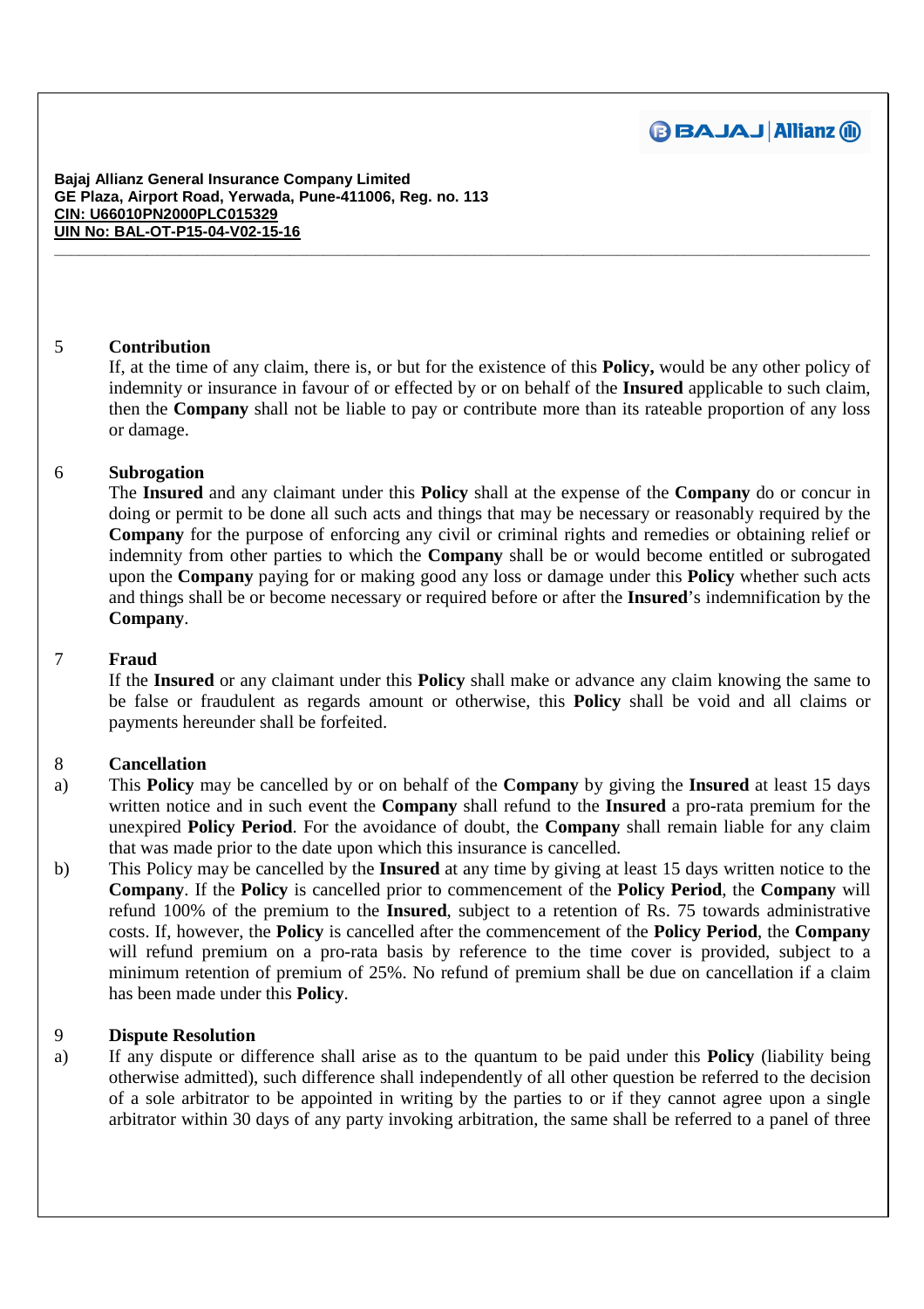5 **Contribution**

If, at the time of any claim, there is, or but for the existence of this **Policy,** would be any other policy of indemnity or insurance in favour of or effected by or on behalf of the **Insured** applicable to such claim, then the **Company** shall not be liable to pay or contribute more than its rateable proportion of any loss or damage.

6 **Subrogation**

The **Insured** and any claimant under this **Policy** shall at the expense of the **Company** do or concur in doing or permit to be done all such acts and things that may be necessary or reasonably required by the **Company** for the purpose of enforcing any civil or criminal rights and remedies or obtaining relief or indemnity from other parties to which the **Company** shall be or would become entitled or subrogated upon the **Company** paying for or making good any loss or damage under this **Policy** whether such acts and things shall be or become necessary or required before or after the **Insured**'s indemnification by the **Company**.

7 **Fraud**

If the **Insured** or any claimant under this **Policy** shall make or advance any claim knowing the same to be false or fraudulent as regards amount or otherwise, this **Policy** shall be void and all claims or payments hereunder shall be forfeited.

8 **Cancellation**

a) This **Policy** may be cancelled by or on behalf of the **Company** by giving the **Insured** at least 15 days written notice and in such event the **Company** shall refund to the **Insured** a pro-rata premium for the unexpired **Policy Period**. For the avoidance of doubt, the **Company** shall remain liable for any claim that was made prior to the date upon which this insurance is cancelled.

b) This Policy may be cancelled by the **Insured** at any time by giving at least 15 days written notice to the **Company**. If the **Policy** is cancelled prior to commencement of the **Policy Period**, the **Company** will refund 100% of the premium to the **Insured**, subject to a retention of Rs. 75 towards administrative costs. If, however, the **Policy** is cancelled after the commencement of the **Policy Period**, the **Company** will refund premium on a pro-rata basis by reference to the time cover is provided, subject to a minimum retention of premium of 25%. No refund of premium shall be due on cancellation if a claim has been made under this **Policy**.

9 **Dispute Resolution**

a) If any dispute or difference shall arise as to the quantum to be paid under this **Policy** (liability being otherwise admitted), such difference shall independently of all other question be referred to the decision of a sole arbitrator to be appointed in writing by the parties to or if they cannot agree upon a single arbitrator within 30 days of any party invoking arbitration, the same shall be referred to a panel of three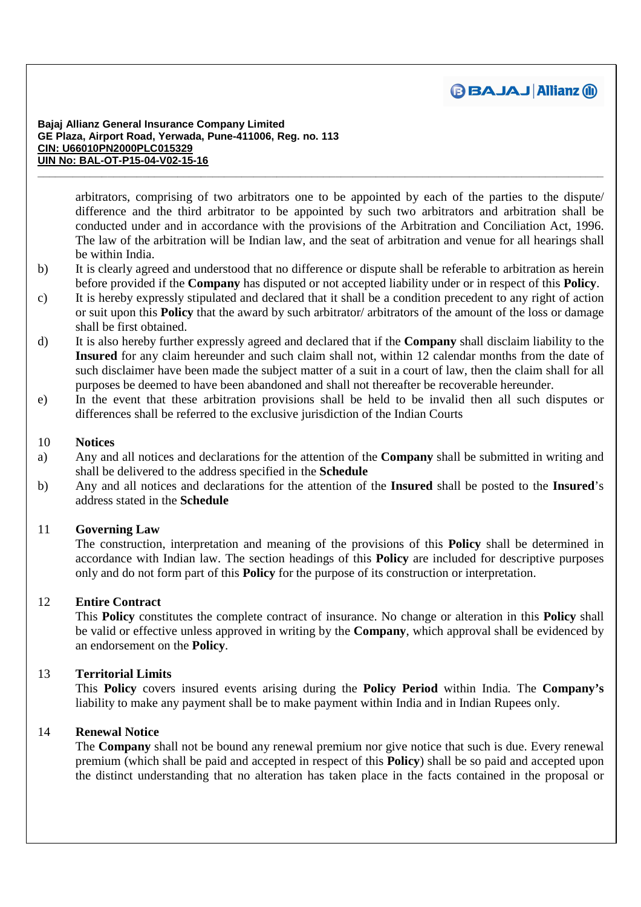arbitrators, comprising of two arbitrators one to be appointed by each of the parties to the dispute/ difference and the third arbitrator to be appointed by such two arbitrators and arbitration shall be conducted under and in accordance with the provisions of the Arbitration and Conciliation Act, 1996. The law of the arbitration will be Indian law, and the seat of arbitration and venue for all hearings shall be within India.

b) It is clearly agreed and understood that no difference or dispute shall be referable to arbitration as herein before provided if the **Company** has disputed or not accepted liability under or in respect of this **Policy**.

c) It is hereby expressly stipulated and declared that it shall be a condition precedent to any right of action or suit upon this **Policy** that the award by such arbitrator/ arbitrators of the amount of the loss or damage shall be first obtained.

d) It is also hereby further expressly agreed and declared that if the **Company** shall disclaim liability to the **Insured** for any claim hereunder and such claim shall not, within 12 calendar months from the date of such disclaimer have been made the subject matter of a suit in a court of law, then the claim shall for all purposes be deemed to have been abandoned and shall not thereafter be recoverable hereunder.

e) In the event that these arbitration provisions shall be held to be invalid then all such disputes or differences shall be referred to the exclusive jurisdiction of the Indian Courts

## 10 Notices

a) Any and all notices and declarations for the attention of the **Company** shall be submitted in writing and shall be delivered to the address specified in the **Schedule**

b) Any and all notices and declarations for the attention of the **Insured** shall be posted to the **Insured**'s address stated in the **Schedule**

## 11 Governing Law

The construction, interpretation and meaning of the provisions of this **Policy** shall be determined in accordance with Indian law. The section headings of this **Policy** are included for descriptive purposes only and do not form part of this **Policy** for the purpose of its construction or interpretation.

## 12 Entire Contract

This **Policy** constitutes the complete contract of insurance. No change or alteration in this **Policy** shall be valid or effective unless approved in writing by the **Company**, which approval shall be evidenced by an endorsement on the **Policy**.

## 13 Territorial Limits

This **Policy** covers insured events arising during the **Policy Period** within India. The **Company's** liability to make any payment shall be to make payment within India and in Indian Rupees only.

## 14 Renewal Notice

The **Company** shall not be bound any renewal premium nor give notice that such is due. Every renewal premium (which shall be paid and accepted in respect of this **Policy**) shall be so paid and accepted upon the distinct understanding that no alteration has taken place in the facts contained in the proposal or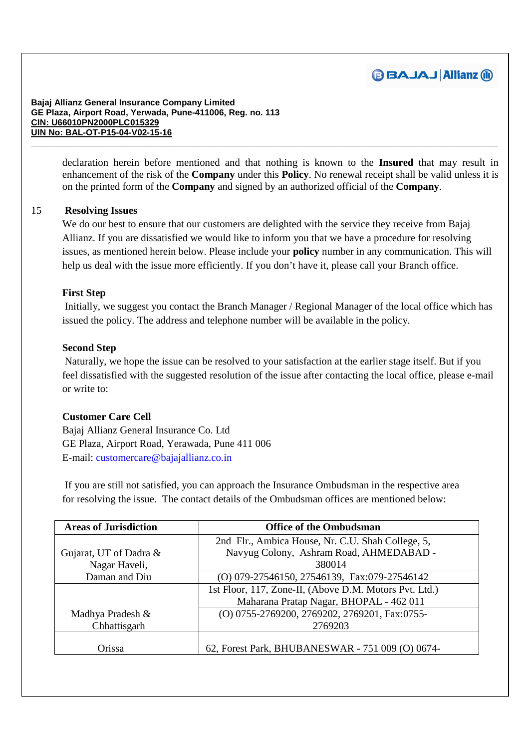declaration herein before mentioned and that nothing is known to the **Insured** that may result in enhancement of the risk of the **Company** under this **Policy**. No renewal receipt shall be valid unless it is on the printed form of the **Company** and signed by an authorized official of the **Company**.

15 **Resolving Issues**

We do our best to ensure that our customers are delighted with the service they receive from Bajaj Allianz. If you are dissatisfied we would like to inform you that we have a procedure for resolving issues, as mentioned herein below. Please include your **policy** number in any communication. This will help us deal with the issue more efficiently. If you don't have it, please call your Branch office.

**First Step**

Initially, we suggest you contact the Branch Manager / Regional Manager of the local office which has issued the policy. The address and telephone number will be available in the policy.

**Second Step**

Naturally, we hope the issue can be resolved to your satisfaction at the earlier stage itself. But if you feel dissatisfied with the suggested resolution of the issue after contacting the local office, please e-mail or write to:

**Customer Care Cell**
Bajaj Allianz General Insurance Co. Ltd
GE Plaza, Airport Road, Yerawada, Pune 411 006
E-mail: customercare@bajajallianz.co.in

If you are still not satisfied, you can approach the Insurance Ombudsman in the respective area for resolving the issue. The contact details of the Ombudsman offices are mentioned below:

| Areas of Jurisdiction | Office of the Ombudsman |
|---|---|
| Gujarat, UT of Dadra & Nagar Haveli, Daman and Diu | 2nd Flr., Ambica House, Nr. C.U. Shah College, 5, Navyug Colony, Ashram Road, AHMEDABAD - 380014 |
| | (O) 079-27546150, 27546139, Fax:079-27546142 |
| Madhya Pradesh & Chhattisgarh | 1st Floor, 117, Zone-II, (Above D.M. Motors Pvt. Ltd.) Maharana Pratap Nagar, BHOPAL - 462 011 |
| | (O) 0755-2769200, 2769202, 2769201, Fax:0755-2769203 |
| Orissa | 62, Forest Park, BHUBANESWAR - 751 009 (O) 0674- |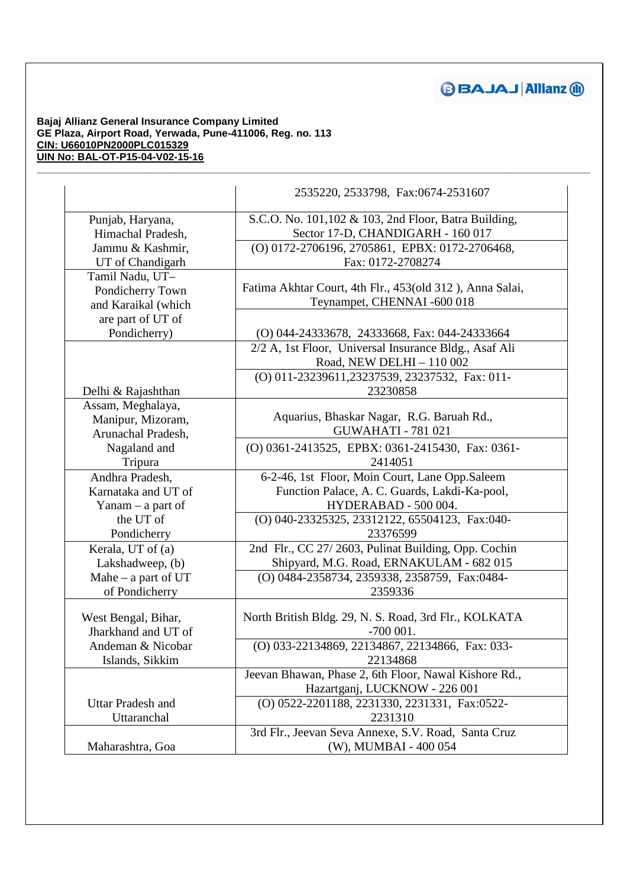**Bajaj Allianz General Insurance Company Limited**
**GE Plaza, Airport Road, Yerwada, Pune-411006, Reg. no. 113**
**CIN: U66010PN2000PLC015329**
**UIN No: BAL-OT-P15-04-V02-15-16**

| | |
|---|---|
| | 2535220, 2533798, Fax:0674-2531607 |
| Punjab, Haryana, Himachal Pradesh, Jammu & Kashmir, UT of Chandigarh | S.C.O. No. 101,102 & 103, 2nd Floor, Batra Building, Sector 17-D, CHANDIGARH - 160 017<br>(O) 0172-2706196, 2705861, EPBX: 0172-2706468, Fax: 0172-2708274 |
| Tamil Nadu, UT– Pondicherry Town and Karaikal (which are part of UT of Pondicherry) | Fatima Akhtar Court, 4th Flr., 453(old 312 ), Anna Salai, Teynampet, CHENNAI -600 018<br>(O) 044-24333678, 24333668, Fax: 044-24333664 |
| Delhi & Rajashthan | 2/2 A, 1st Floor, Universal Insurance Bldg., Asaf Ali Road, NEW DELHI – 110 002<br>(O) 011-23239611,23237539, 23237532, Fax: 011-23230858 |
| Assam, Meghalaya, Manipur, Mizoram, Arunachal Pradesh, Nagaland and Tripura | Aquarius, Bhaskar Nagar, R.G. Baruah Rd., GUWAHATI - 781 021<br>(O) 0361-2413525, EPBX: 0361-2415430, Fax: 0361-2414051 |
| Andhra Pradesh, Karnataka and UT of Yanam – a part of the UT of Pondicherry | 6-2-46, 1st Floor, Moin Court, Lane Opp.Saleem Function Palace, A. C. Guards, Lakdi-Ka-pool, HYDERABAD - 500 004.<br>(O) 040-23325325, 23312122, 65504123, Fax:040-23376599 |
| Kerala, UT of (a) Lakshadweep, (b) Mahe – a part of UT of Pondicherry | 2nd Flr., CC 27/ 2603, Pulinat Building, Opp. Cochin Shipyard, M.G. Road, ERNAKULAM - 682 015<br>(O) 0484-2358734, 2359338, 2358759, Fax:0484-2359336 |
| West Bengal, Bihar, Jharkhand and UT of Andeman & Nicobar Islands, Sikkim | North British Bldg. 29, N. S. Road, 3rd Flr., KOLKATA -700 001.<br>(O) 033-22134869, 22134867, 22134866, Fax: 033-22134868 |
| Uttar Pradesh and Uttaranchal | Jeevan Bhawan, Phase 2, 6th Floor, Nawal Kishore Rd., Hazartganj, LUCKNOW - 226 001<br>(O) 0522-2201188, 2231330, 2231331, Fax:0522-2231310 |
| Maharashtra, Goa | 3rd Flr., Jeevan Seva Annexe, S.V. Road, Santa Cruz (W), MUMBAI - 400 054 |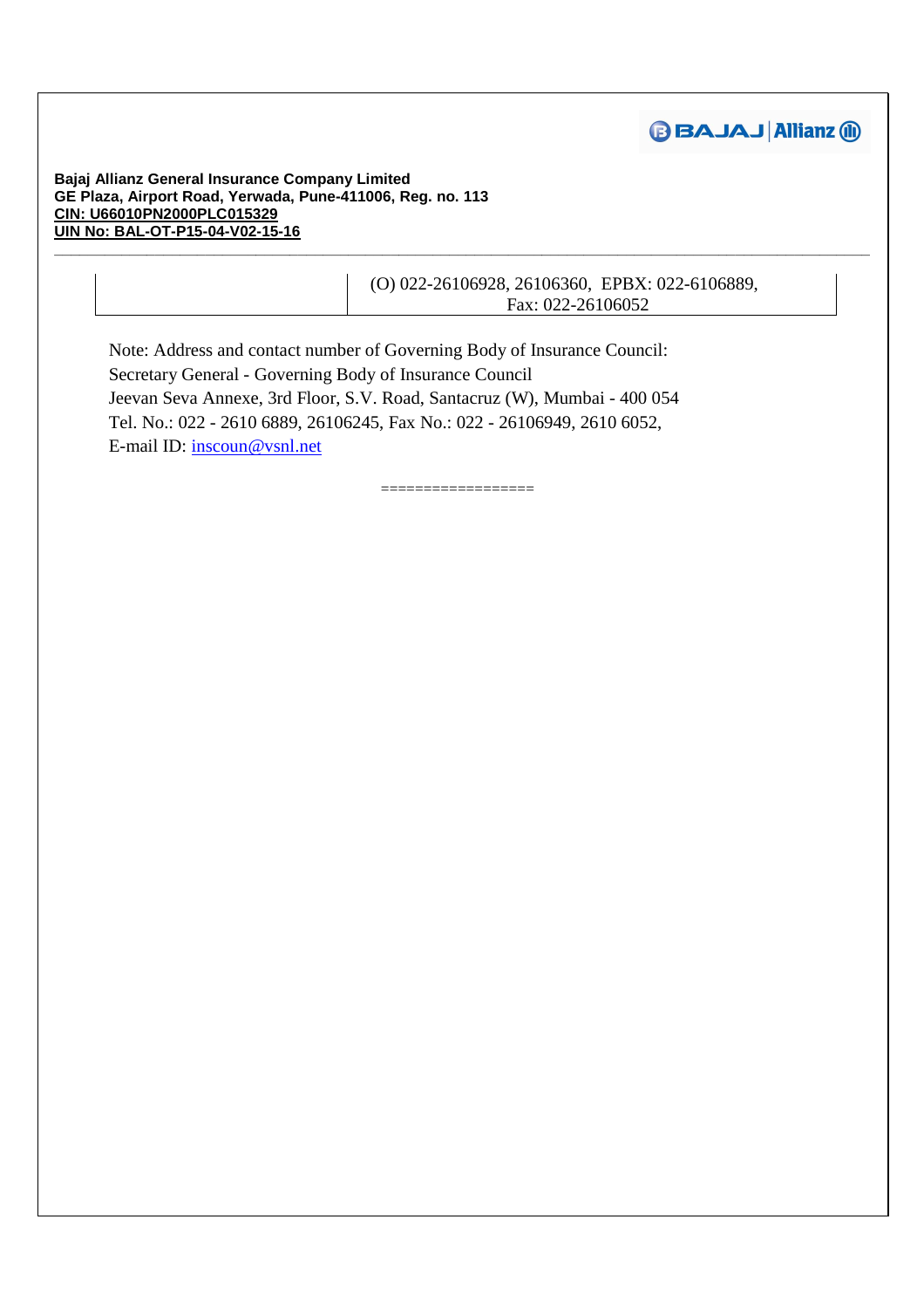| | |
|---|---|
| | (O) 022-26106928, 26106360, EPBX: 022-6106889, Fax: 022-26106052 |

Note: Address and contact number of Governing Body of Insurance Council:
Secretary General - Governing Body of Insurance Council
Jeevan Seva Annexe, 3rd Floor, S.V. Road, Santacruz (W), Mumbai - 400 054
Tel. No.: 022 - 2610 6889, 26106245, Fax No.: 022 - 26106949, 2610 6052,
E-mail ID: inscoun@vsnl.net

==================